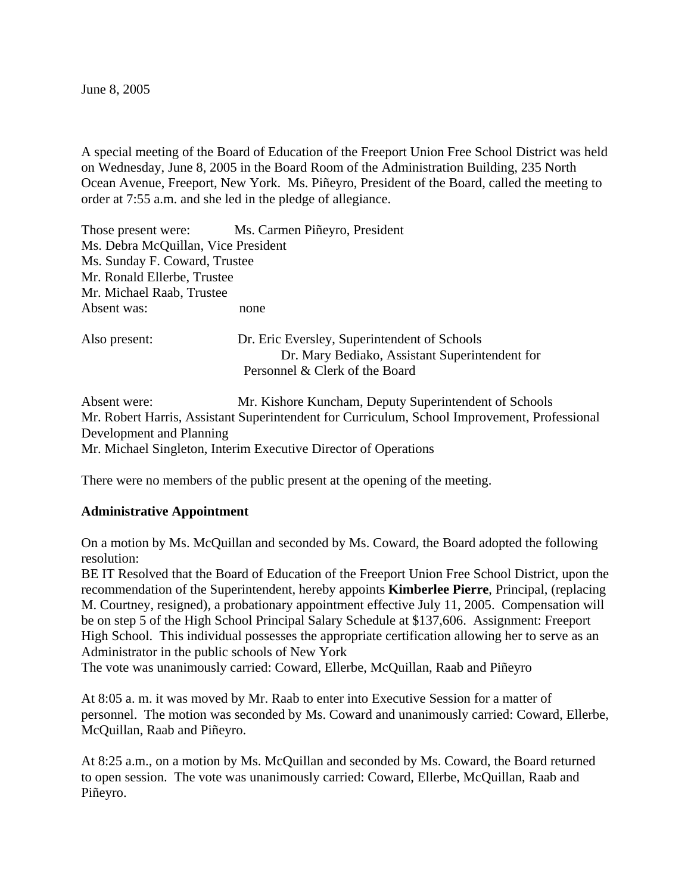June 8, 2005

A special meeting of the Board of Education of the Freeport Union Free School District was held on Wednesday, June 8, 2005 in the Board Room of the Administration Building, 235 North Ocean Avenue, Freeport, New York. Ms. Piñeyro, President of the Board, called the meeting to order at 7:55 a.m. and she led in the pledge of allegiance.

Those present were: Ms. Carmen Piñeyro, President
Ms. Debra McQuillan, Vice President
Ms. Sunday F. Coward, Trustee
Mr. Ronald Ellerbe, Trustee
Mr. Michael Raab, Trustee
Absent was: none

Also present: Dr. Eric Eversley, Superintendent of Schools
Dr. Mary Bediako, Assistant Superintendent for Personnel & Clerk of the Board

Absent were: Mr. Kishore Kuncham, Deputy Superintendent of Schools
Mr. Robert Harris, Assistant Superintendent for Curriculum, School Improvement, Professional Development and Planning
Mr. Michael Singleton, Interim Executive Director of Operations

There were no members of the public present at the opening of the meeting.

**Administrative Appointment**

On a motion by Ms. McQuillan and seconded by Ms. Coward, the Board adopted the following resolution:
BE IT Resolved that the Board of Education of the Freeport Union Free School District, upon the recommendation of the Superintendent, hereby appoints **Kimberlee Pierre**, Principal, (replacing M. Courtney, resigned), a probationary appointment effective July 11, 2005. Compensation will be on step 5 of the High School Principal Salary Schedule at $137,606. Assignment: Freeport High School. This individual possesses the appropriate certification allowing her to serve as an Administrator in the public schools of New York
The vote was unanimously carried: Coward, Ellerbe, McQuillan, Raab and Piñeyro

At 8:05 a. m. it was moved by Mr. Raab to enter into Executive Session for a matter of personnel. The motion was seconded by Ms. Coward and unanimously carried: Coward, Ellerbe, McQuillan, Raab and Piñeyro.

At 8:25 a.m., on a motion by Ms. McQuillan and seconded by Ms. Coward, the Board returned to open session. The vote was unanimously carried: Coward, Ellerbe, McQuillan, Raab and Piñeyro.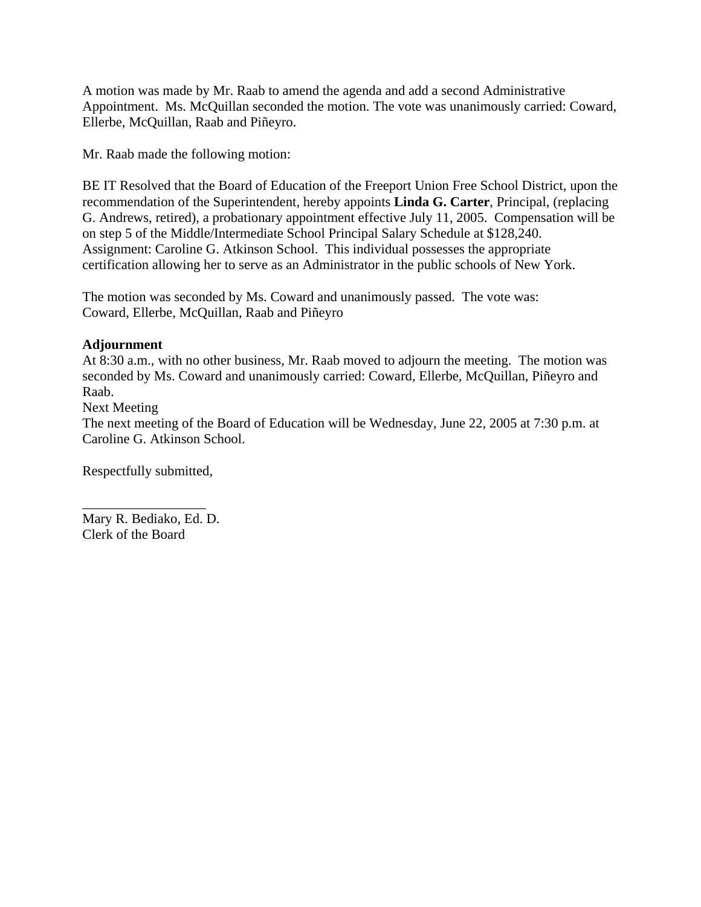A motion was made by Mr. Raab to amend the agenda and add a second Administrative Appointment. Ms. McQuillan seconded the motion. The vote was unanimously carried: Coward, Ellerbe, McQuillan, Raab and Piñeyro.

Mr. Raab made the following motion:

BE IT Resolved that the Board of Education of the Freeport Union Free School District, upon the recommendation of the Superintendent, hereby appoints **Linda G. Carter**, Principal, (replacing G. Andrews, retired), a probationary appointment effective July 11, 2005. Compensation will be on step 5 of the Middle/Intermediate School Principal Salary Schedule at $128,240. Assignment: Caroline G. Atkinson School. This individual possesses the appropriate certification allowing her to serve as an Administrator in the public schools of New York.

The motion was seconded by Ms. Coward and unanimously passed. The vote was:
Coward, Ellerbe, McQuillan, Raab and Piñeyro

**Adjournment**
At 8:30 a.m., with no other business, Mr. Raab moved to adjourn the meeting. The motion was seconded by Ms. Coward and unanimously carried: Coward, Ellerbe, McQuillan, Piñeyro and Raab.
Next Meeting
The next meeting of the Board of Education will be Wednesday, June 22, 2005 at 7:30 p.m. at Caroline G. Atkinson School.

Respectfully submitted,

_________________
Mary R. Bediako, Ed. D.
Clerk of the Board